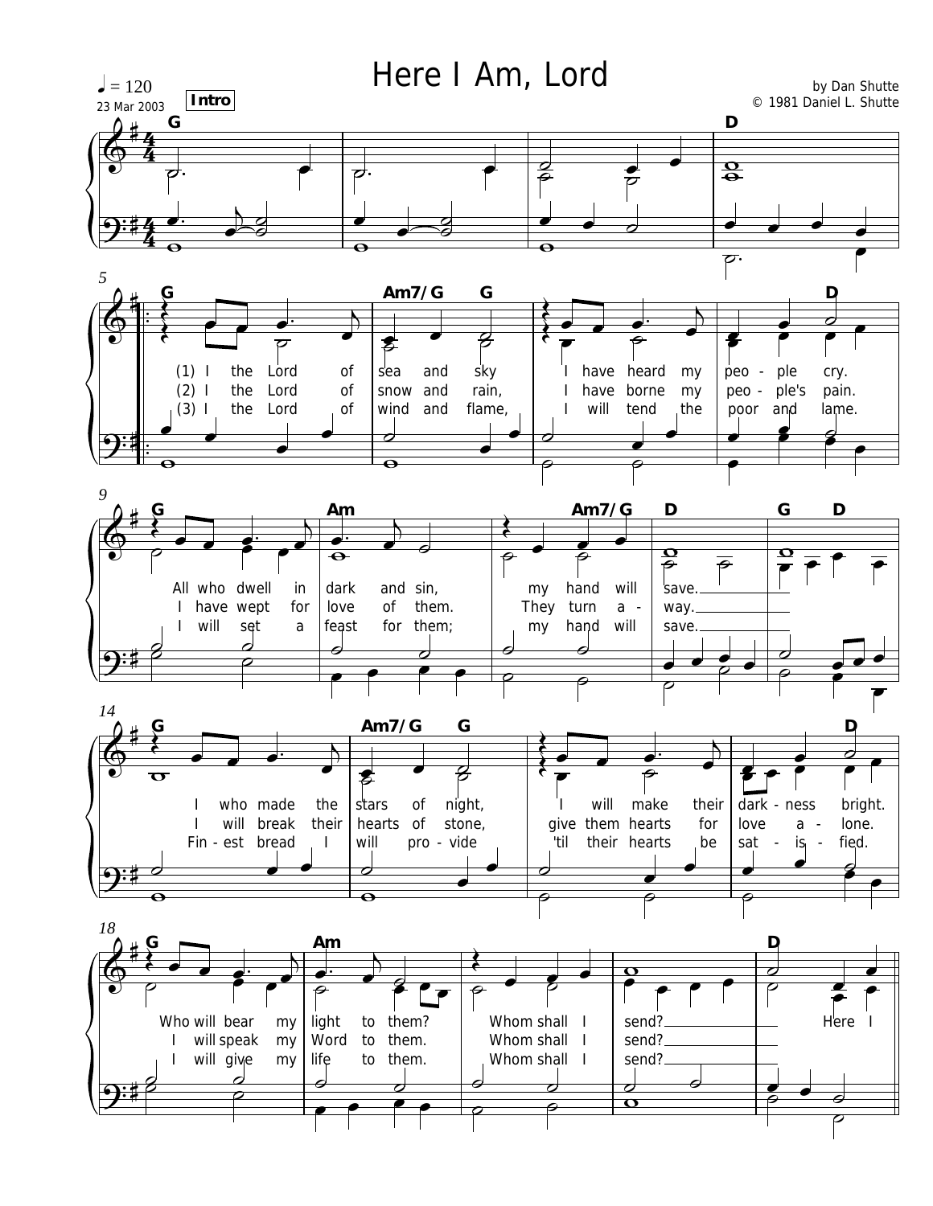# Here I Am, Lord

♩ = 120

23 Mar 2003

by Dan Shutte
© 1981 Daniel L. Shutte

**Intro**

G | | | D

(1) I the Lord of sea and sky I have heard my peo - ple cry. All who dwell in dark and sin, my hand will save. I who made the stars of night, I will make their dark - ness bright. Who will bear my light to them? Whom shall I send? Here I

(2) I the Lord of snow and rain, I have borne my peo - ple's pain. I have wept for love of them. They turn a - way. I will break their hearts of stone, give them hearts for love a - lone. I will speak my Word to them. Whom shall I send?

(3) I the Lord of wind and flame, I will tend the poor and lame. I will set a feast for them; my hand will save. Fin - est bread I will pro - vide 'til their hearts be sat - is - fied. I will give my life to them. Whom shall I send?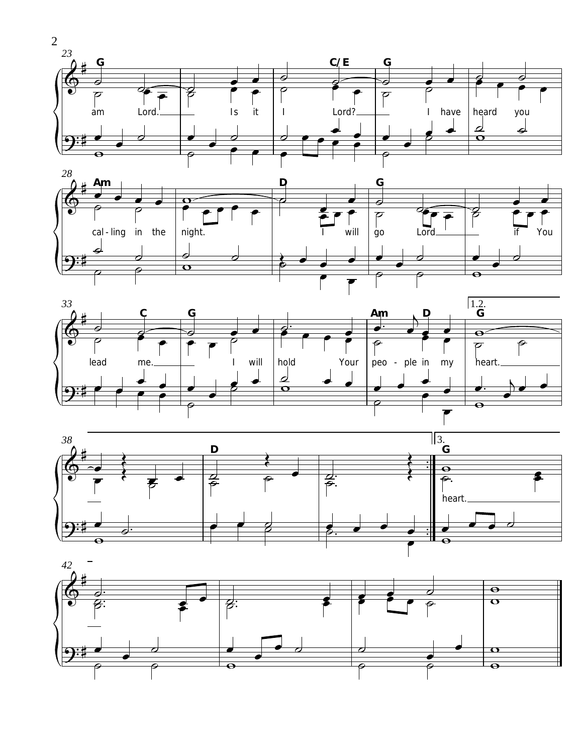am Lord. Is it I Lord? I have heard you calling in the night. I will go Lord if You lead me. I will hold Your people in my heart.

1.2. heart.

3. heart.